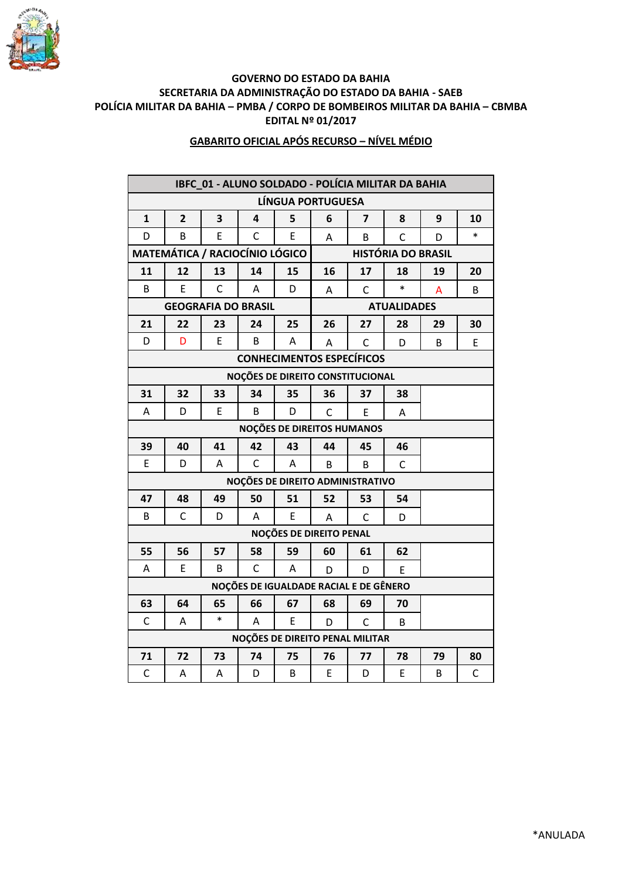**GOVERNO DO ESTADO DA BAHIA**
**SECRETARIA DA ADMINISTRAÇÃO DO ESTADO DA BAHIA - SAEB**
**POLÍCIA MILITAR DA BAHIA – PMBA / CORPO DE BOMBEIROS MILITAR DA BAHIA – CBMBA**
**EDITAL Nº 01/2017**

**GABARITO OFICIAL APÓS RECURSO – NÍVEL MÉDIO**

| IBFC_01 - ALUNO SOLDADO - POLÍCIA MILITAR DA BAHIA | | | | | | | | | |
|---|---|---|---|---|---|---|---|---|---|
| LÍNGUA PORTUGUESA | | | | | | | | | |
| 1 | 2 | 3 | 4 | 5 | 6 | 7 | 8 | 9 | 10 |
| D | B | E | C | E | A | B | C | D | * |
| MATEMÁTICA / RACIOCÍNIO LÓGICO | | | | | HISTÓRIA DO BRASIL | | | | |
| 11 | 12 | 13 | 14 | 15 | 16 | 17 | 18 | 19 | 20 |
| B | E | C | A | D | A | C | * | A | B |
| GEOGRAFIA DO BRASIL | | | | | ATUALIDADES | | | | |
| 21 | 22 | 23 | 24 | 25 | 26 | 27 | 28 | 29 | 30 |
| D | D | E | B | A | A | C | D | B | E |
| CONHECIMENTOS ESPECÍFICOS | | | | | | | | | |
| NOÇÕES DE DIREITO CONSTITUCIONAL | | | | | | | | | |
| 31 | 32 | 33 | 34 | 35 | 36 | 37 | 38 | | |
| A | D | E | B | D | C | E | A | | |
| NOÇÕES DE DIREITOS HUMANOS | | | | | | | | | |
| 39 | 40 | 41 | 42 | 43 | 44 | 45 | 46 | | |
| E | D | A | C | A | B | B | C | | |
| NOÇÕES DE DIREITO ADMINISTRATIVO | | | | | | | | | |
| 47 | 48 | 49 | 50 | 51 | 52 | 53 | 54 | | |
| B | C | D | A | E | A | C | D | | |
| NOÇÕES DE DIREITO PENAL | | | | | | | | | |
| 55 | 56 | 57 | 58 | 59 | 60 | 61 | 62 | | |
| A | E | B | C | A | D | D | E | | |
| NOÇÕES DE IGUALDADE RACIAL E DE GÊNERO | | | | | | | | | |
| 63 | 64 | 65 | 66 | 67 | 68 | 69 | 70 | | |
| C | A | * | A | E | D | C | B | | |
| NOÇÕES DE DIREITO PENAL MILITAR | | | | | | | | | |
| 71 | 72 | 73 | 74 | 75 | 76 | 77 | 78 | 79 | 80 |
| C | A | A | D | B | E | D | E | B | C |

*ANULADA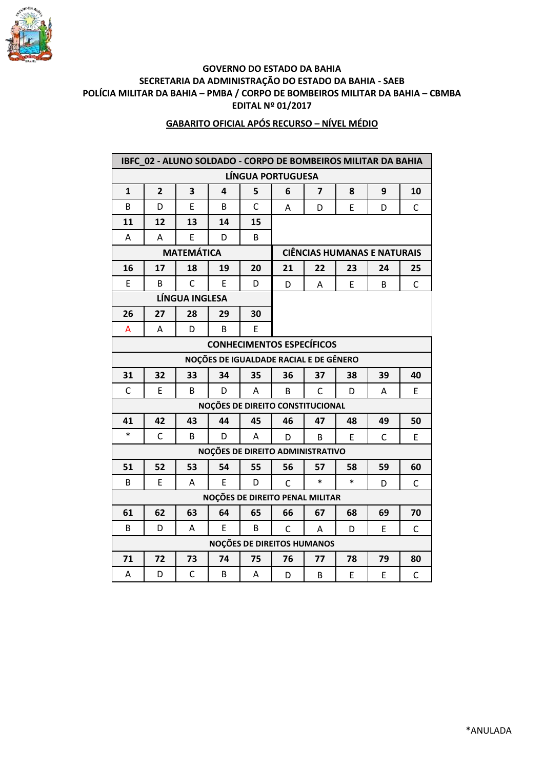GOVERNO DO ESTADO DA BAHIA
SECRETARIA DA ADMINISTRAÇÃO DO ESTADO DA BAHIA - SAEB
POLÍCIA MILITAR DA BAHIA – PMBA / CORPO DE BOMBEIROS MILITAR DA BAHIA – CBMBA
EDITAL Nº 01/2017

GABARITO OFICIAL APÓS RECURSO – NÍVEL MÉDIO

| IBFC_02 - ALUNO SOLDADO - CORPO DE BOMBEIROS MILITAR DA BAHIA | | | | | | | | | |
|---|---|---|---|---|---|---|---|---|---|
| LÍNGUA PORTUGUESA | | | | | | | | | |
| 1 | 2 | 3 | 4 | 5 | 6 | 7 | 8 | 9 | 10 |
| B | D | E | B | C | A | D | E | D | C |
| 11 | 12 | 13 | 14 | 15 | | | | | |
| A | A | E | D | B | | | | | |
| MATEMÁTICA | | | | | CIÊNCIAS HUMANAS E NATURAIS | | | | |
| 16 | 17 | 18 | 19 | 20 | 21 | 22 | 23 | 24 | 25 |
| E | B | C | E | D | D | A | E | B | C |
| LÍNGUA INGLESA | | | | | | | | | |
| 26 | 27 | 28 | 29 | 30 | | | | | |
| A | A | D | B | E | | | | | |
| CONHECIMENTOS ESPECÍFICOS | | | | | | | | | |
| NOÇÕES DE IGUALDADE RACIAL E DE GÊNERO | | | | | | | | | |
| 31 | 32 | 33 | 34 | 35 | 36 | 37 | 38 | 39 | 40 |
| C | E | B | D | A | B | C | D | A | E |
| NOÇÕES DE DIREITO CONSTITUCIONAL | | | | | | | | | |
| 41 | 42 | 43 | 44 | 45 | 46 | 47 | 48 | 49 | 50 |
| * | C | B | D | A | D | B | E | C | E |
| NOÇÕES DE DIREITO ADMINISTRATIVO | | | | | | | | | |
| 51 | 52 | 53 | 54 | 55 | 56 | 57 | 58 | 59 | 60 |
| B | E | A | E | D | C | * | * | D | C |
| NOÇÕES DE DIREITO PENAL MILITAR | | | | | | | | | |
| 61 | 62 | 63 | 64 | 65 | 66 | 67 | 68 | 69 | 70 |
| B | D | A | E | B | C | A | D | E | C |
| NOÇÕES DE DIREITOS HUMANOS | | | | | | | | | |
| 71 | 72 | 73 | 74 | 75 | 76 | 77 | 78 | 79 | 80 |
| A | D | C | B | A | D | B | E | E | C |

*ANULADA